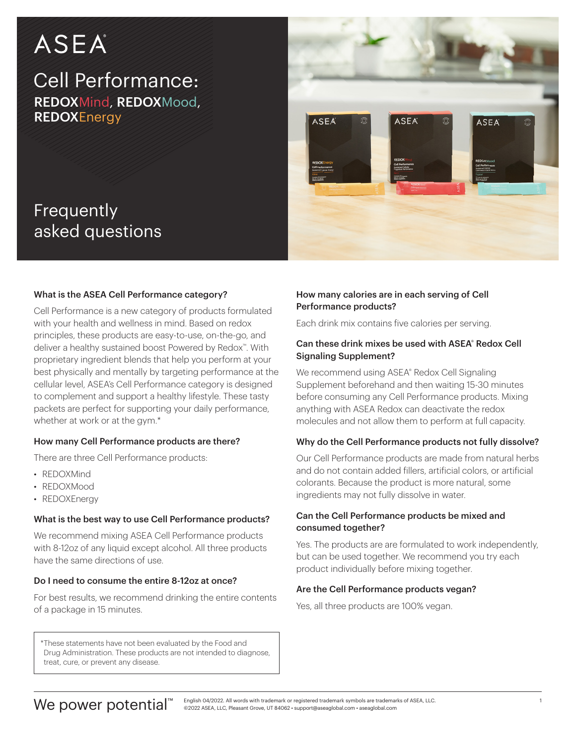# ASEA®

## Cell Performance: REDOXMind, REDOXMood, REDOXEnergy

## Frequently asked questions

### What is the ASEA Cell Performance category?

Cell Performance is a new category of products formulated with your health and wellness in mind. Based on redox principles, these products are easy-to-use, on-the-go, and deliver a healthy sustained boost Powered by Redox™. With proprietary ingredient blends that help you perform at your best physically and mentally by targeting performance at the cellular level, ASEA's Cell Performance category is designed to complement and support a healthy lifestyle. These tasty packets are perfect for supporting your daily performance, whether at work or at the gym.*

### How many Cell Performance products are there?

There are three Cell Performance products:

- REDOXMind
- REDOXMood
- REDOXEnergy

### What is the best way to use Cell Performance products?

We recommend mixing ASEA Cell Performance products with 8-12oz of any liquid except alcohol. All three products have the same directions of use.

### Do I need to consume the entire 8-12oz at once?

For best results, we recommend drinking the entire contents of a package in 15 minutes.

*These statements have not been evaluated by the Food and Drug Administration. These products are not intended to diagnose, treat, cure, or prevent any disease.

### How many calories are in each serving of Cell Performance products?

Each drink mix contains five calories per serving.

### Can these drink mixes be used with ASEA® Redox Cell Signaling Supplement?

We recommend using ASEA® Redox Cell Signaling Supplement beforehand and then waiting 15-30 minutes before consuming any Cell Performance products. Mixing anything with ASEA Redox can deactivate the redox molecules and not allow them to perform at full capacity.

### Why do the Cell Performance products not fully dissolve?

Our Cell Performance products are made from natural herbs and do not contain added fillers, artificial colors, or artificial colorants. Because the product is more natural, some ingredients may not fully dissolve in water.

### Can the Cell Performance products be mixed and consumed together?

Yes. The products are are formulated to work independently, but can be used together. We recommend you try each product individually before mixing together.

### Are the Cell Performance products vegan?

Yes, all three products are 100% vegan.

We power potential™

English 04/2022. All words with trademark or registered trademark symbols are trademarks of ASEA, LLC.
©2022 ASEA, LLC, Pleasant Grove, UT 84062 • support@aseaglobal.com • aseaglobal.com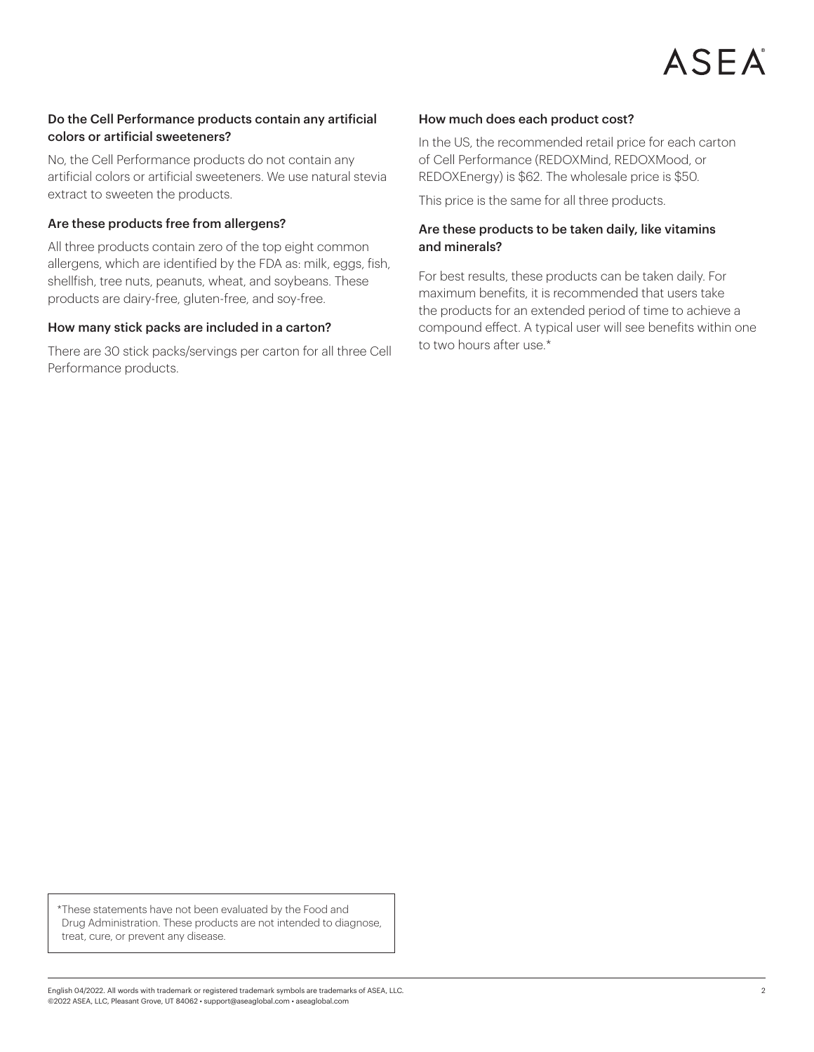### Do the Cell Performance products contain any artificial colors or artificial sweeteners?

No, the Cell Performance products do not contain any artificial colors or artificial sweeteners. We use natural stevia extract to sweeten the products.

### Are these products free from allergens?

All three products contain zero of the top eight common allergens, which are identified by the FDA as: milk, eggs, fish, shellfish, tree nuts, peanuts, wheat, and soybeans. These products are dairy-free, gluten-free, and soy-free.

### How many stick packs are included in a carton?

There are 30 stick packs/servings per carton for all three Cell Performance products.

### How much does each product cost?

In the US, the recommended retail price for each carton of Cell Performance (REDOXMind, REDOXMood, or REDOXEnergy) is $62. The wholesale price is $50.

This price is the same for all three products.

### Are these products to be taken daily, like vitamins and minerals?

For best results, these products can be taken daily. For maximum benefits, it is recommended that users take the products for an extended period of time to achieve a compound effect. A typical user will see benefits within one to two hours after use.*

*These statements have not been evaluated by the Food and Drug Administration. These products are not intended to diagnose, treat, cure, or prevent any disease.

English 04/2022. All words with trademark or registered trademark symbols are trademarks of ASEA, LLC.
©2022 ASEA, LLC, Pleasant Grove, UT 84062 • support@aseaglobal.com • aseaglobal.com